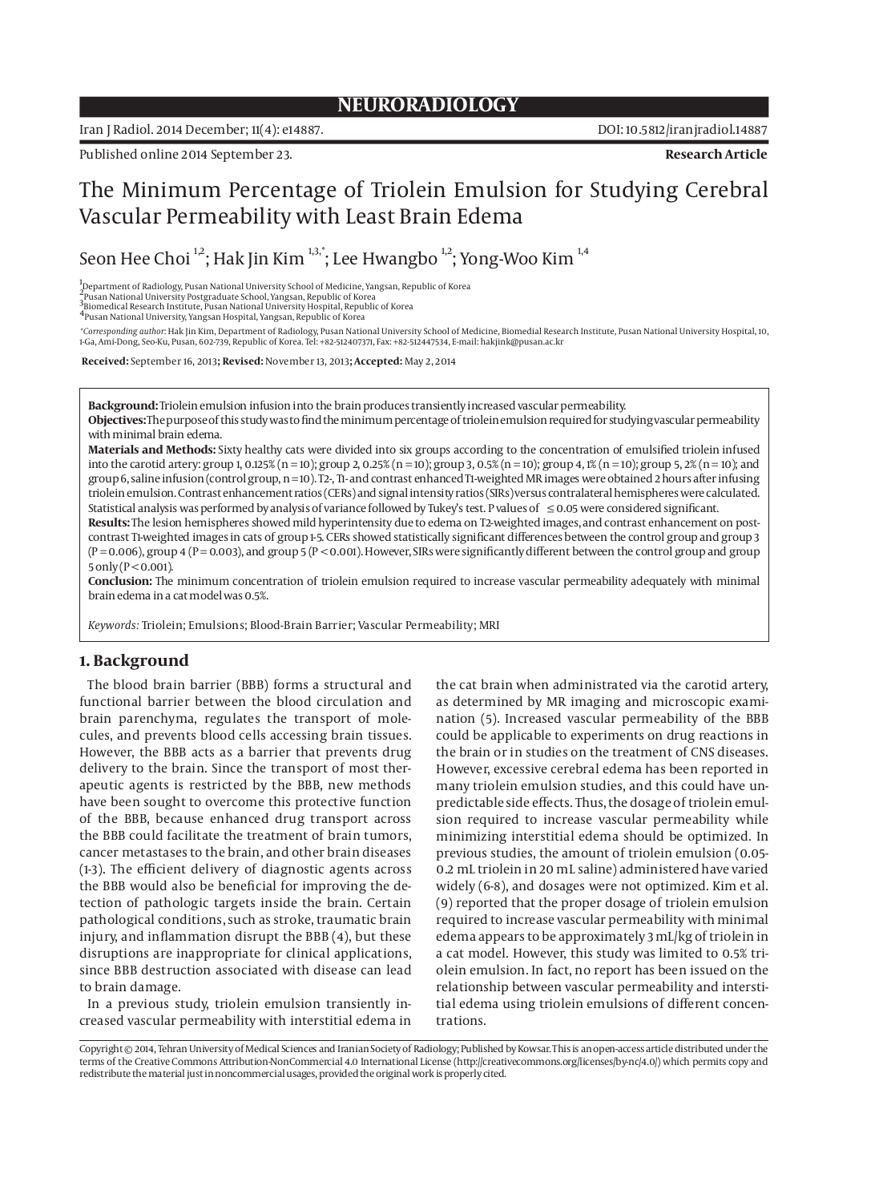NEURORADIOLOGY

Published online 2014 September 23.

**Research Article**

# The Minimum Percentage of Triolein Emulsion for Studying Cerebral Vascular Permeability with Least Brain Edema

Seon Hee Choi [1,2]; Hak Jin Kim [1,3,*]; Lee Hwangbo [1,2]; Yong-Woo Kim [1,4]

[1] Department of Radiology, Pusan National University School of Medicine, Yangsan, Republic of Korea
[2] Pusan National University Postgraduate School, Yangsan, Republic of Korea
[3] Biomedical Research Institute, Pusan National University Hospital, Republic of Korea
[4] Pusan National University, Yangsan Hospital, Yangsan, Republic of Korea

*Corresponding author: Hak Jin Kim, Department of Radiology, Pusan National University School of Medicine, Biomedial Research Institute, Pusan National University Hospital, 10, 1-Ga, Ami-Dong, Seo-Ku, Pusan, 602-739, Republic of Korea. Tel: +82-512407371, Fax: +82-512447534, E-mail: hakjink@pusan.ac.kr

**Received:** September 16, 2013; **Revised:** November 13, 2013; **Accepted:** May 2, 2014

**Background:** Triolein emulsion infusion into the brain produces transiently increased vascular permeability.

**Objectives:** The purpose of this study was to find the minimum percentage of triolein emulsion required for studying vascular permeability with minimal brain edema.

**Materials and Methods:** Sixty healthy cats were divided into six groups according to the concentration of emulsified triolein infused into the carotid artery: group 1, 0.125% (n = 10); group 2, 0.25% (n = 10); group 3, 0.5% (n = 10); group 4, 1% (n = 10); group 5, 2% (n = 10); and group 6, saline infusion (control group, n = 10). T2-, T1-and contrast enhanced T1-weighted MR images were obtained 2 hours after infusing triolein emulsion. Contrast enhancement ratios (CERs) and signal intensity ratios (SIRs) versus contralateral hemispheres were calculated. Statistical analysis was performed by analysis of variance followed by Tukey's test. P values of $\leq 0.05$ were considered significant.

**Results:** The lesion hemispheres showed mild hyperintensity due to edema on T2-weighted images, and contrast enhancement on post-contrast T1-weighted images in cats of group 1-5. CERs showed statistically significant differences between the control group and group 3 (P = 0.006), group 4 (P = 0.003), and group 5 (P < 0.001). However, SIRs were significantly different between the control group and group 5 only (P < 0.001).

**Conclusion:** The minimum concentration of triolein emulsion required to increase vascular permeability adequately with minimal brain edema in a cat model was 0.5%.

*Keywords:* Triolein; Emulsions; Blood-Brain Barrier; Vascular Permeability; MRI

## 1. Background

The blood brain barrier (BBB) forms a structural and functional barrier between the blood circulation and brain parenchyma, regulates the transport of molecules, and prevents blood cells accessing brain tissues. However, the BBB acts as a barrier that prevents drug delivery to the brain. Since the transport of most therapeutic agents is restricted by the BBB, new methods have been sought to overcome this protective function of the BBB, because enhanced drug transport across the BBB could facilitate the treatment of brain tumors, cancer metastases to the brain, and other brain diseases (1-3). The efficient delivery of diagnostic agents across the BBB would also be beneficial for improving the detection of pathologic targets inside the brain. Certain pathological conditions, such as stroke, traumatic brain injury, and inflammation disrupt the BBB (4), but these disruptions are inappropriate for clinical applications, since BBB destruction associated with disease can lead to brain damage.

In a previous study, triolein emulsion transiently increased vascular permeability with interstitial edema in the cat brain when administrated via the carotid artery, as determined by MR imaging and microscopic examination (5). Increased vascular permeability of the BBB could be applicable to experiments on drug reactions in the brain or in studies on the treatment of CNS diseases. However, excessive cerebral edema has been reported in many triolein emulsion studies, and this could have unpredictable side effects. Thus, the dosage of triolein emulsion required to increase vascular permeability while minimizing interstitial edema should be optimized. In previous studies, the amount of triolein emulsion (0.05-0.2 mL triolein in 20 mL saline) administered have varied widely (6-8), and dosages were not optimized. Kim et al. (9) reported that the proper dosage of triolein emulsion required to increase vascular permeability with minimal edema appears to be approximately 3 mL/kg of triolein in a cat model. However, this study was limited to 0.5% triolein emulsion. In fact, no report has been issued on the relationship between vascular permeability and interstitial edema using triolein emulsions of different concentrations.

Copyright © 2014, Tehran University of Medical Sciences and Iranian Society of Radiology; Published by Kowsar. This is an open-access article distributed under the terms of the Creative Commons Attribution-NonCommercial 4.0 International License (http://creativecommons.org/licenses/by-nc/4.0/) which permits copy and redistribute the material just in noncommercial usages, provided the original work is properly cited.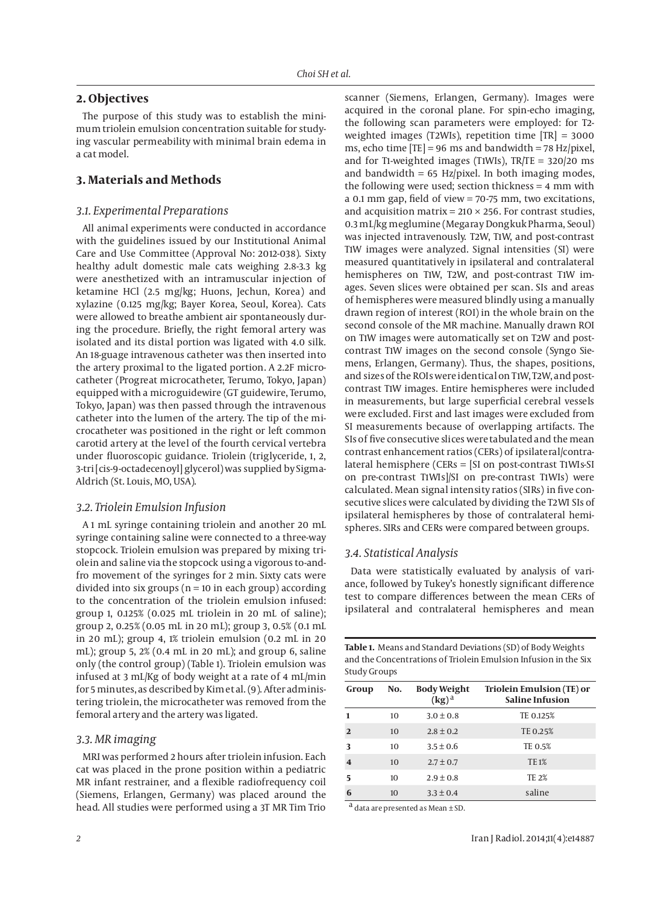## 2. Objectives

The purpose of this study was to establish the minimum triolein emulsion concentration suitable for studying vascular permeability with minimal brain edema in a cat model.

## 3. Materials and Methods

### 3.1. Experimental Preparations

All animal experiments were conducted in accordance with the guidelines issued by our Institutional Animal Care and Use Committee (Approval No: 2012-038). Sixty healthy adult domestic male cats weighing 2.8-3.3 kg were anesthetized with an intramuscular injection of ketamine HCl (2.5 mg/kg; Huons, Jechun, Korea) and xylazine (0.125 mg/kg; Bayer Korea, Seoul, Korea). Cats were allowed to breathe ambient air spontaneously during the procedure. Briefly, the right femoral artery was isolated and its distal portion was ligated with 4.0 silk. An 18-guage intravenous catheter was then inserted into the artery proximal to the ligated portion. A 2.2F microcatheter (Progreat microcatheter, Terumo, Tokyo, Japan) equipped with a microguidewire (GT guidewire, Terumo, Tokyo, Japan) was then passed through the intravenous catheter into the lumen of the artery. The tip of the microcatheter was positioned in the right or left common carotid artery at the level of the fourth cervical vertebra under fluoroscopic guidance. Triolein (triglyceride, 1, 2, 3-tri[cis-9-octadecenoyl]glycerol) was supplied by Sigma-Aldrich (St. Louis, MO, USA).

### 3.2. Triolein Emulsion Infusion

A 1 mL syringe containing triolein and another 20 mL syringe containing saline were connected to a three-way stopcock. Triolein emulsion was prepared by mixing triolein and saline via the stopcock using a vigorous to-and-fro movement of the syringes for 2 min. Sixty cats were divided into six groups (n = 10 in each group) according to the concentration of the triolein emulsion infused: group 1, 0.125% (0.025 mL triolein in 20 mL of saline); group 2, 0.25% (0.05 mL in 20 mL); group 3, 0.5% (0.1 mL in 20 mL); group 4, 1% triolein emulsion (0.2 mL in 20 mL); group 5, 2% (0.4 mL in 20 mL); and group 6, saline only (the control group) (Table 1). Triolein emulsion was infused at 3 mL/Kg of body weight at a rate of 4 mL/min for 5 minutes, as described by Kim et al. (9). After administering triolein, the microcatheter was removed from the femoral artery and the artery was ligated.

### 3.3. MR imaging

MRI was performed 2 hours after triolein infusion. Each cat was placed in the prone position within a pediatric MR infant restrainer, and a flexible radiofrequency coil (Siemens, Erlangen, Germany) was placed around the head. All studies were performed using a 3T MR Tim Trio scanner (Siemens, Erlangen, Germany). Images were acquired in the coronal plane. For spin-echo imaging, the following scan parameters were employed: for T2-weighted images (T2WIs), repetition time [TR] = 3000 ms, echo time [TE] = 96 ms and bandwidth = 78 Hz/pixel, and for T1-weighted images (T1WIs), TR/TE = 320/20 ms and bandwidth = 65 Hz/pixel. In both imaging modes, the following were used; section thickness = 4 mm with a 0.1 mm gap, field of view = 70-75 mm, two excitations, and acquisition matrix = 210 × 256. For contrast studies, 0.3 mL/kg meglumine (Megaray Dongkuk Pharma, Seoul) was injected intravenously. T2W, T1W, and post-contrast T1W images were analyzed. Signal intensities (SI) were measured quantitatively in ipsilateral and contralateral hemispheres on T1W, T2W, and post-contrast T1W images. Seven slices were obtained per scan. SIs and areas of hemispheres were measured blindly using a manually drawn region of interest (ROI) in the whole brain on the second console of the MR machine. Manually drawn ROI on T1W images were automatically set on T2W and post-contrast T1W images on the second console (Syngo Siemens, Erlangen, Germany). Thus, the shapes, positions, and sizes of the ROIs were identical on T1W, T2W, and post-contrast T1W images. Entire hemispheres were included in measurements, but large superficial cerebral vessels were excluded. First and last images were excluded from SI measurements because of overlapping artifacts. The SIs of five consecutive slices were tabulated and the mean contrast enhancement ratios (CERs) of ipsilateral/contralateral hemisphere (CERs = [SI on post-contrast T1WIs-SI on pre-contrast T1WIs]/SI on pre-contrast T1WIs) were calculated. Mean signal intensity ratios (SIRs) in five consecutive slices were calculated by dividing the T2WI SIs of ipsilateral hemispheres by those of contralateral hemispheres. SIRs and CERs were compared between groups.

### 3.4. Statistical Analysis

Data were statistically evaluated by analysis of variance, followed by Tukey's honestly significant difference test to compare differences between the mean CERs of ipsilateral and contralateral hemispheres and mean

**Table 1.** Means and Standard Deviations (SD) of Body Weights and the Concentrations of Triolein Emulsion Infusion in the Six Study Groups

| Group | No. | Body Weight (kg) [a] | Triolein Emulsion (TE) or Saline Infusion |
|---|---|---|---|
| 1 | 10 | 3.0 ± 0.8 | TE 0.125% |
| 2 | 10 | 2.8 ± 0.2 | TE 0.25% |
| 3 | 10 | 3.5 ± 0.6 | TE 0.5% |
| 4 | 10 | 2.7 ± 0.7 | TE 1% |
| 5 | 10 | 2.9 ± 0.8 | TE 2% |
| 6 | 10 | 3.3 ± 0.4 | saline |

[a] data are presented as Mean ± SD.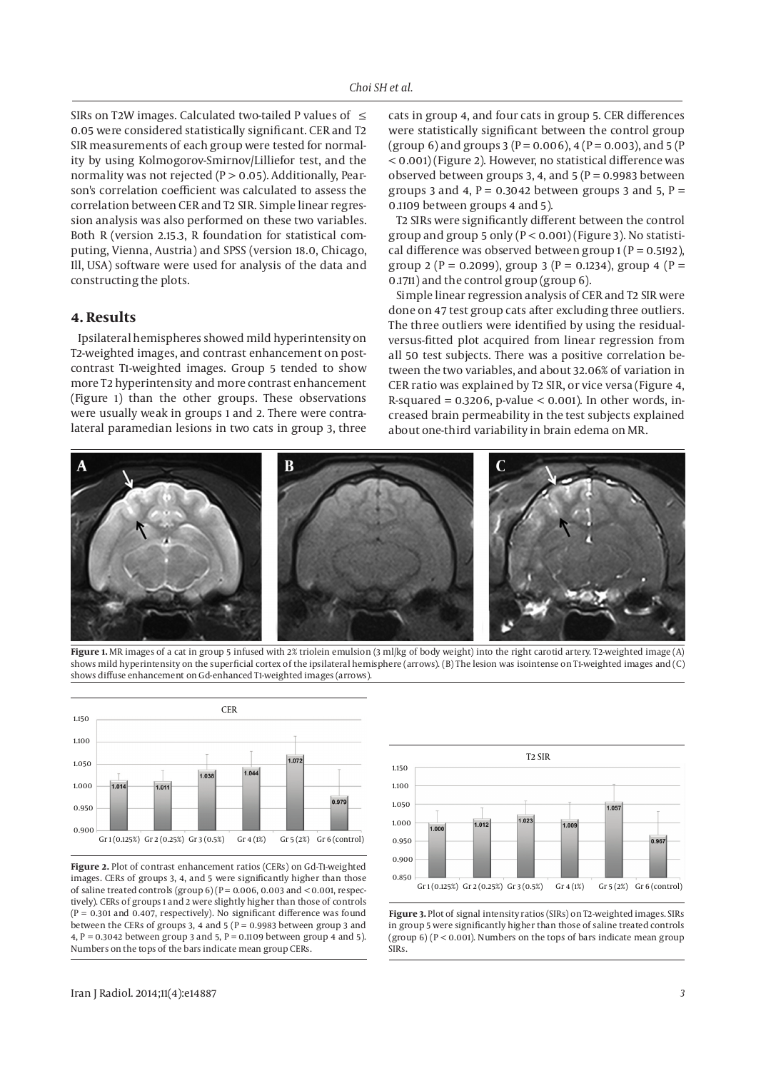SIRs on T2W images. Calculated two-tailed P values of $\leq$ 0.05 were considered statistically significant. CER and T2 SIR measurements of each group were tested for normality by using Kolmogorov-Smirnov/Lilliefor test, and the normality was not rejected ($P > 0.05$). Additionally, Pearson's correlation coefficient was calculated to assess the correlation between CER and T2 SIR. Simple linear regression analysis was also performed on these two variables. Both R (version 2.15.3, R foundation for statistical computing, Vienna, Austria) and SPSS (version 18.0, Chicago, Ill, USA) software were used for analysis of the data and constructing the plots.

## 4. Results

Ipsilateral hemispheres showed mild hyperintensity on T2-weighted images, and contrast enhancement on post-contrast T1-weighted images. Group 5 tended to show more T2 hyperintensity and more contrast enhancement (Figure 1) than the other groups. These observations were usually weak in groups 1 and 2. There were contralateral paramedian lesions in two cats in group 3, three cats in group 4, and four cats in group 5. CER differences were statistically significant between the control group (group 6) and groups 3 ($P = 0.006$), 4 ($P = 0.003$), and 5 ($P < 0.001$) (Figure 2). However, no statistical difference was observed between groups 3, 4, and 5 ($P = 0.9983$ between groups 3 and 4, $P = 0.3042$ between groups 3 and 5, $P = 0.1109$ between groups 4 and 5).

T2 SIRs were significantly different between the control group and group 5 only ($P < 0.001$) (Figure 3). No statistical difference was observed between group 1 ($P = 0.5192$), group 2 ($P = 0.2099$), group 3 ($P = 0.1234$), group 4 ($P = 0.1711$) and the control group (group 6).

Simple linear regression analysis of CER and T2 SIR were done on 47 test group cats after excluding three outliers. The three outliers were identified by using the residual-versus-fitted plot acquired from linear regression from all 50 test subjects. There was a positive correlation between the two variables, and about 32.06% of variation in CER ratio was explained by T2 SIR, or vice versa (Figure 4, R-squared = 0.3206, p-value < 0.001). In other words, increased brain permeability in the test subjects explained about one-third variability in brain edema on MR.

**Figure 1.** MR images of a cat in group 5 infused with 2% triolein emulsion (3 ml/kg of body weight) into the right carotid artery. T2-weighted image (A) shows mild hyperintensity on the superficial cortex of the ipsilateral hemisphere (arrows). (B) The lesion was isointense on T1-weighted images and (C) shows diffuse enhancement on Gd-enhanced T1-weighted images (arrows).

**Figure 2.** Plot of contrast enhancement ratios (CERs) on Gd-T1-weighted images. CERs of groups 3, 4, and 5 were significantly higher than those of saline treated controls (group 6) ($P = 0.006$, 0.003 and $< 0.001$, respectively). CERs of groups 1 and 2 were slightly higher than those of controls ($P = 0.301$ and 0.407, respectively). No significant difference was found between the CERs of groups 3, 4 and 5 ($P = 0.9983$ between group 3 and 4, $P = 0.3042$ between group 3 and 5, $P = 0.1109$ between group 4 and 5). Numbers on the tops of the bars indicate mean group CERs.

**Figure 3.** Plot of signal intensity ratios (SIRs) on T2-weighted images. SIRs in group 5 were significantly higher than those of saline treated controls (group 6) ($P < 0.001$). Numbers on the tops of bars indicate mean group SIRs.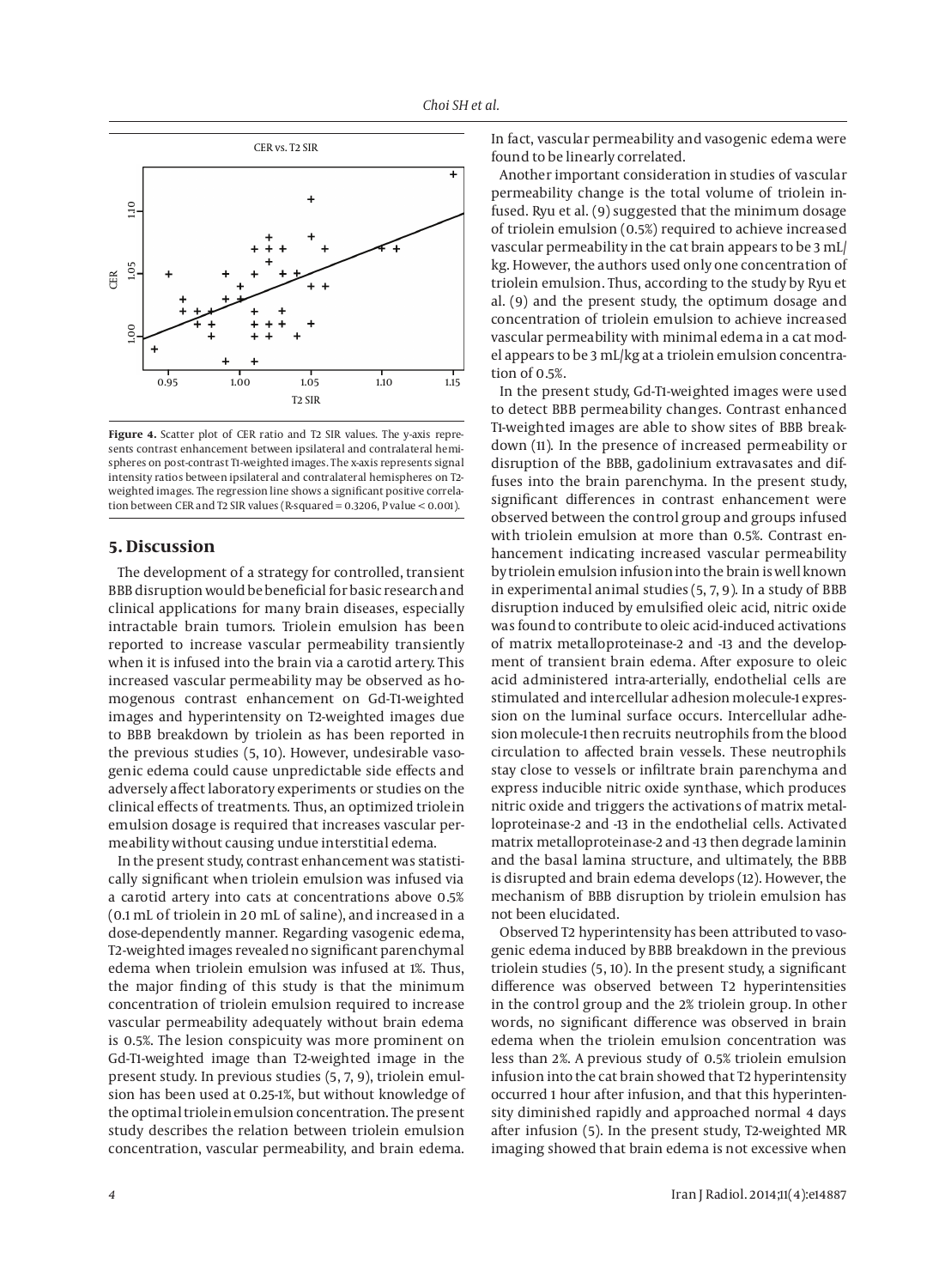**Figure 4.** Scatter plot of CER ratio and T2 SIR values. The y-axis represents contrast enhancement between ipsilateral and contralateral hemispheres on post-contrast T1-weighted images. The x-axis represents signal intensity ratios between ipsilateral and contralateral hemispheres on T2-weighted images. The regression line shows a significant positive correlation between CER and T2 SIR values (R-squared = 0.3206, P value < 0.001).

## 5. Discussion

The development of a strategy for controlled, transient BBB disruption would be beneficial for basic research and clinical applications for many brain diseases, especially intractable brain tumors. Triolein emulsion has been reported to increase vascular permeability transiently when it is infused into the brain via a carotid artery. This increased vascular permeability may be observed as homogenous contrast enhancement on Gd-T1-weighted images and hyperintensity on T2-weighted images due to BBB breakdown by triolein as has been reported in the previous studies (5, 10). However, undesirable vasogenic edema could cause unpredictable side effects and adversely affect laboratory experiments or studies on the clinical effects of treatments. Thus, an optimized triolein emulsion dosage is required that increases vascular permeability without causing undue interstitial edema.

In the present study, contrast enhancement was statistically significant when triolein emulsion was infused via a carotid artery into cats at concentrations above 0.5% (0.1 mL of triolein in 20 mL of saline), and increased in a dose-dependently manner. Regarding vasogenic edema, T2-weighted images revealed no significant parenchymal edema when triolein emulsion was infused at 1%. Thus, the major finding of this study is that the minimum concentration of triolein emulsion required to increase vascular permeability adequately without brain edema is 0.5%. The lesion conspicuity was more prominent on Gd-T1-weighted image than T2-weighted image in the present study. In previous studies (5, 7, 9), triolein emulsion has been used at 0.25-1%, but without knowledge of the optimal triolein emulsion concentration. The present study describes the relation between triolein emulsion concentration, vascular permeability, and brain edema. In fact, vascular permeability and vasogenic edema were found to be linearly correlated.

Another important consideration in studies of vascular permeability change is the total volume of triolein infused. Ryu et al. (9) suggested that the minimum dosage of triolein emulsion (0.5%) required to achieve increased vascular permeability in the cat brain appears to be 3 mL/kg. However, the authors used only one concentration of triolein emulsion. Thus, according to the study by Ryu et al. (9) and the present study, the optimum dosage and concentration of triolein emulsion to achieve increased vascular permeability with minimal edema in a cat model appears to be 3 mL/kg at a triolein emulsion concentration of 0.5%.

In the present study, Gd-T1-weighted images were used to detect BBB permeability changes. Contrast enhanced T1-weighted images are able to show sites of BBB breakdown (11). In the presence of increased permeability or disruption of the BBB, gadolinium extravasates and diffuses into the brain parenchyma. In the present study, significant differences in contrast enhancement were observed between the control group and groups infused with triolein emulsion at more than 0.5%. Contrast enhancement indicating increased vascular permeability by triolein emulsion infusion into the brain is well known in experimental animal studies (5, 7, 9). In a study of BBB disruption induced by emulsified oleic acid, nitric oxide was found to contribute to oleic acid-induced activations of matrix metalloproteinase-2 and -13 and the development of transient brain edema. After exposure to oleic acid administered intra-arterially, endothelial cells are stimulated and intercellular adhesion molecule-1 expression on the luminal surface occurs. Intercellular adhesion molecule-1 then recruits neutrophils from the blood circulation to affected brain vessels. These neutrophils stay close to vessels or infiltrate brain parenchyma and express inducible nitric oxide synthase, which produces nitric oxide and triggers the activations of matrix metalloproteinase-2 and -13 in the endothelial cells. Activated matrix metalloproteinase-2 and -13 then degrade laminin and the basal lamina structure, and ultimately, the BBB is disrupted and brain edema develops (12). However, the mechanism of BBB disruption by triolein emulsion has not been elucidated.

Observed T2 hyperintensity has been attributed to vasogenic edema induced by BBB breakdown in the previous triolein studies (5, 10). In the present study, a significant difference was observed between T2 hyperintensities in the control group and the 2% triolein group. In other words, no significant difference was observed in brain edema when the triolein emulsion concentration was less than 2%. A previous study of 0.5% triolein emulsion infusion into the cat brain showed that T2 hyperintensity occurred 1 hour after infusion, and that this hyperintensity diminished rapidly and approached normal 4 days after infusion (5). In the present study, T2-weighted MR imaging showed that brain edema is not excessive when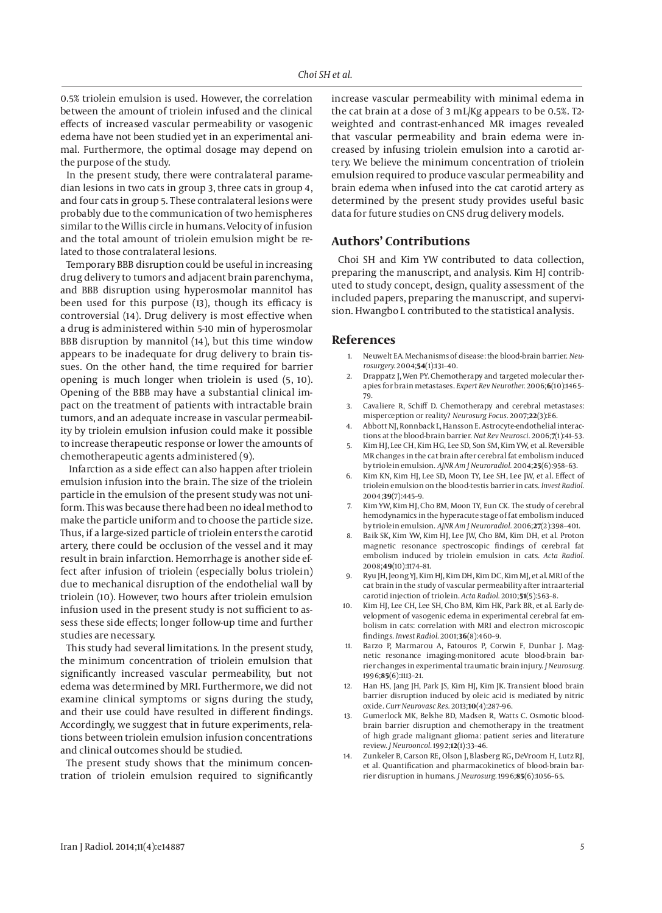0.5% triolein emulsion is used. However, the correlation between the amount of triolein infused and the clinical effects of increased vascular permeability or vasogenic edema have not been studied yet in an experimental animal. Furthermore, the optimal dosage may depend on the purpose of the study.

In the present study, there were contralateral paramedian lesions in two cats in group 3, three cats in group 4, and four cats in group 5. These contralateral lesions were probably due to the communication of two hemispheres similar to the Willis circle in humans. Velocity of infusion and the total amount of triolein emulsion might be related to those contralateral lesions.

Temporary BBB disruption could be useful in increasing drug delivery to tumors and adjacent brain parenchyma, and BBB disruption using hyperosmolar mannitol has been used for this purpose (13), though its efficacy is controversial (14). Drug delivery is most effective when a drug is administered within 5-10 min of hyperosmolar BBB disruption by mannitol (14), but this time window appears to be inadequate for drug delivery to brain tissues. On the other hand, the time required for barrier opening is much longer when triolein is used (5, 10). Opening of the BBB may have a substantial clinical impact on the treatment of patients with intractable brain tumors, and an adequate increase in vascular permeability by triolein emulsion infusion could make it possible to increase therapeutic response or lower the amounts of chemotherapeutic agents administered (9).

Infarction as a side effect can also happen after triolein emulsion infusion into the brain. The size of the triolein particle in the emulsion of the present study was not uniform. This was because there had been no ideal method to make the particle uniform and to choose the particle size. Thus, if a large-sized particle of triolein enters the carotid artery, there could be occlusion of the vessel and it may result in brain infarction. Hemorrhage is another side effect after infusion of triolein (especially bolus triolein) due to mechanical disruption of the endothelial wall by triolein (10). However, two hours after triolein emulsion infusion used in the present study is not sufficient to assess these side effects; longer follow-up time and further studies are necessary.

This study had several limitations. In the present study, the minimum concentration of triolein emulsion that significantly increased vascular permeability, but not edema was determined by MRI. Furthermore, we did not examine clinical symptoms or signs during the study, and their use could have resulted in different findings. Accordingly, we suggest that in future experiments, relations between triolein emulsion infusion concentrations and clinical outcomes should be studied.

The present study shows that the minimum concentration of triolein emulsion required to significantly increase vascular permeability with minimal edema in the cat brain at a dose of 3 mL/Kg appears to be 0.5%. T2-weighted and contrast-enhanced MR images revealed that vascular permeability and brain edema were increased by infusing triolein emulsion into a carotid artery. We believe the minimum concentration of triolein emulsion required to produce vascular permeability and brain edema when infused into the cat carotid artery as determined by the present study provides useful basic data for future studies on CNS drug delivery models.

## Authors' Contributions

Choi SH and Kim YW contributed to data collection, preparing the manuscript, and analysis. Kim HJ contributed to study concept, design, quality assessment of the included papers, preparing the manuscript, and supervision. Hwangbo L contributed to the statistical analysis.

## References

1. Neuwelt EA. Mechanisms of disease: the blood-brain barrier. *Neurosurgery.* 2004;**54**(1):131–40.
2. Drappatz J, Wen PY. Chemotherapy and targeted molecular therapies for brain metastases. *Expert Rev Neurother.* 2006;**6**(10):1465–79.
3. Cavaliere R, Schiff D. Chemotherapy and cerebral metastases: misperception or reality? *Neurosurg Focus.* 2007;**22**(3):E6.
4. Abbott NJ, Ronnback L, Hansson E. Astrocyte-endothelial interactions at the blood-brain barrier. *Nat Rev Neurosci.* 2006;**7**(1):41–53.
5. Kim HJ, Lee CH, Kim HG, Lee SD, Son SM, Kim YW, et al. Reversible MR changes in the cat brain after cerebral fat embolism induced by triolein emulsion. *AJNR Am J Neuroradiol.* 2004;**25**(6):958–63.
6. Kim KN, Kim HJ, Lee SD, Moon TY, Lee SH, Lee JW, et al. Effect of triolein emulsion on the blood-testis barrier in cats. *Invest Radiol.* 2004;**39**(7):445–9.
7. Kim YW, Kim HJ, Cho BM, Moon TY, Eun CK. The study of cerebral hemodynamics in the hyperacute stage of fat embolism induced by triolein emulsion. *AJNR Am J Neuroradiol.* 2006;**27**(2):398–401.
8. Baik SK, Kim YW, Kim HJ, Lee JW, Cho BM, Kim DH, et al. Proton magnetic resonance spectroscopic findings of cerebral fat embolism induced by triolein emulsion in cats. *Acta Radiol.* 2008;**49**(10):1174–81.
9. Ryu JH, Jeong YJ, Kim HJ, Kim DH, Kim DC, Kim MJ, et al. MRI of the cat brain in the study of vascular permeability after intraarterial carotid injection of triolein. *Acta Radiol.* 2010;**51**(5):563–8.
10. Kim HJ, Lee CH, Lee SH, Cho BM, Kim HK, Park BR, et al. Early development of vasogenic edema in experimental cerebral fat embolism in cats: correlation with MRI and electron microscopic findings. *Invest Radiol.* 2001;**36**(8):460–9.
11. Barzo P, Marmarou A, Fatouros P, Corwin F, Dunbar J. Magnetic resonance imaging-monitored acute blood-brain barrier changes in experimental traumatic brain injury. *J Neurosurg.* 1996;**85**(6):1113–21.
12. Han HS, Jang JH, Park JS, Kim HJ, Kim JK. Transient blood brain barrier disruption induced by oleic acid is mediated by nitric oxide. *Curr Neurovasc Res.* 2013;**10**(4):287–96.
13. Gumerlock MK, Belshe BD, Madsen R, Watts C. Osmotic blood-brain barrier disruption and chemotherapy in the treatment of high grade malignant glioma: patient series and literature review. *J Neurooncol.* 1992;**12**(1):33–46.
14. Zunkeler B, Carson RE, Olson J, Blasberg RG, DeVroom H, Lutz RJ, et al. Quantification and pharmacokinetics of blood-brain barrier disruption in humans. *J Neurosurg.* 1996;**85**(6):1056–65.